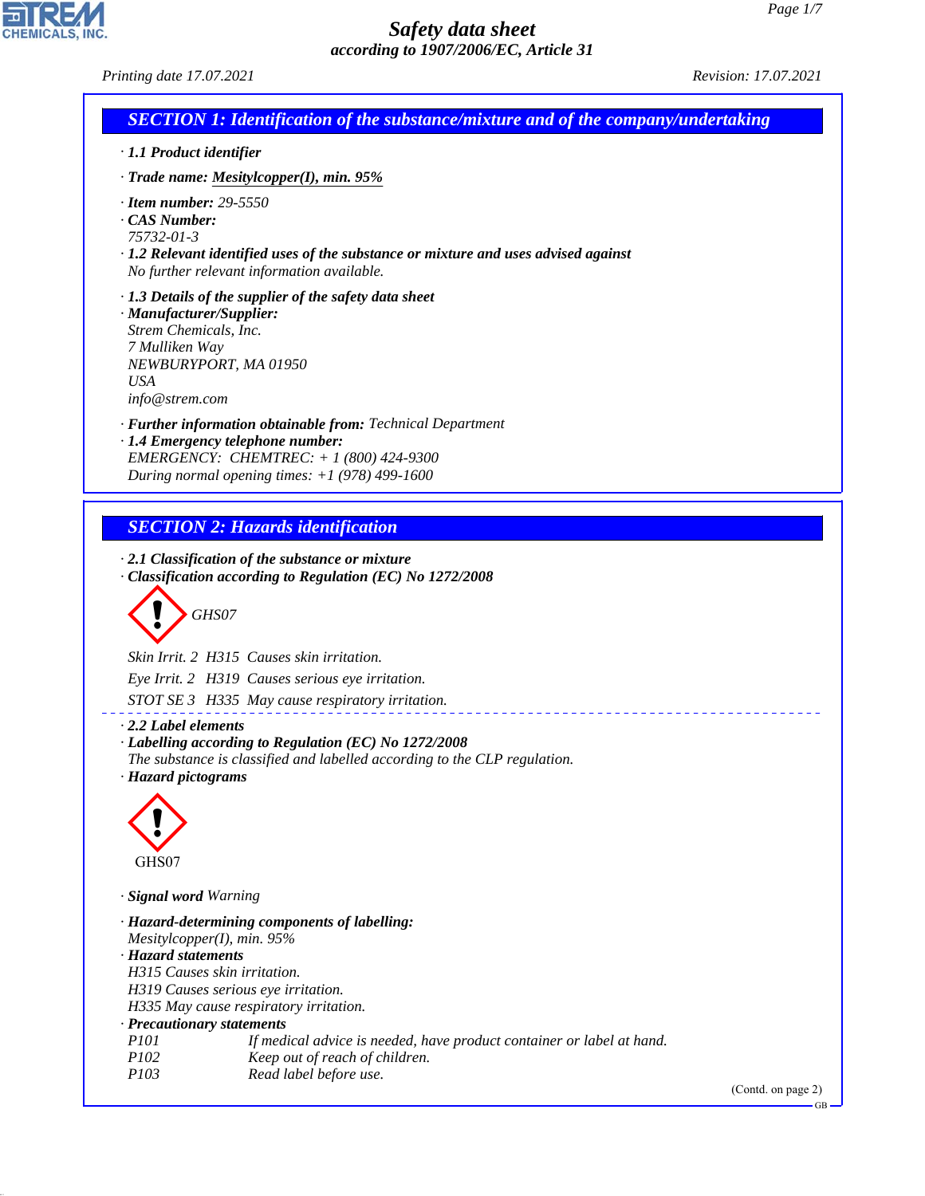# Safety data sheet

*according to 1907/2006/EC, Article 31*

Printing date 17.07.2021 Revision: 17.07.2021

## SECTION 1: Identification of the substance/mixture and of the company/undertaking

· **1.1 Product identifier**

· **Trade name:** Mesitylcopper(I), min. 95%

· **Item number:** 29-5550
· **CAS Number:**
75732-01-3
· **1.2 Relevant identified uses of the substance or mixture and uses advised against**
No further relevant information available.

· **1.3 Details of the supplier of the safety data sheet**
· **Manufacturer/Supplier:**
Strem Chemicals, Inc.
7 Mulliken Way
NEWBURYPORT, MA 01950
USA
info@strem.com

· **Further information obtainable from:** Technical Department
· **1.4 Emergency telephone number:**
EMERGENCY: CHEMTREC: + 1 (800) 424-9300
During normal opening times: +1 (978) 499-1600

## SECTION 2: Hazards identification

· **2.1 Classification of the substance or mixture**
· **Classification according to Regulation (EC) No 1272/2008**

GHS07

Skin Irrit. 2 H315 Causes skin irritation.

Eye Irrit. 2 H319 Causes serious eye irritation.

STOT SE 3 H335 May cause respiratory irritation.

· **2.2 Label elements**
· **Labelling according to Regulation (EC) No 1272/2008**
The substance is classified and labelled according to the CLP regulation.
· **Hazard pictograms**

GHS07

· **Signal word** Warning

· **Hazard-determining components of labelling:**
Mesitylcopper(I), min. 95%
· **Hazard statements**
H315 Causes skin irritation.
H319 Causes serious eye irritation.
H335 May cause respiratory irritation.
· **Precautionary statements**

| | |
|---|---|
| P101 | If medical advice is needed, have product container or label at hand. |
| P102 | Keep out of reach of children. |
| P103 | Read label before use. |

(Contd. on page 2)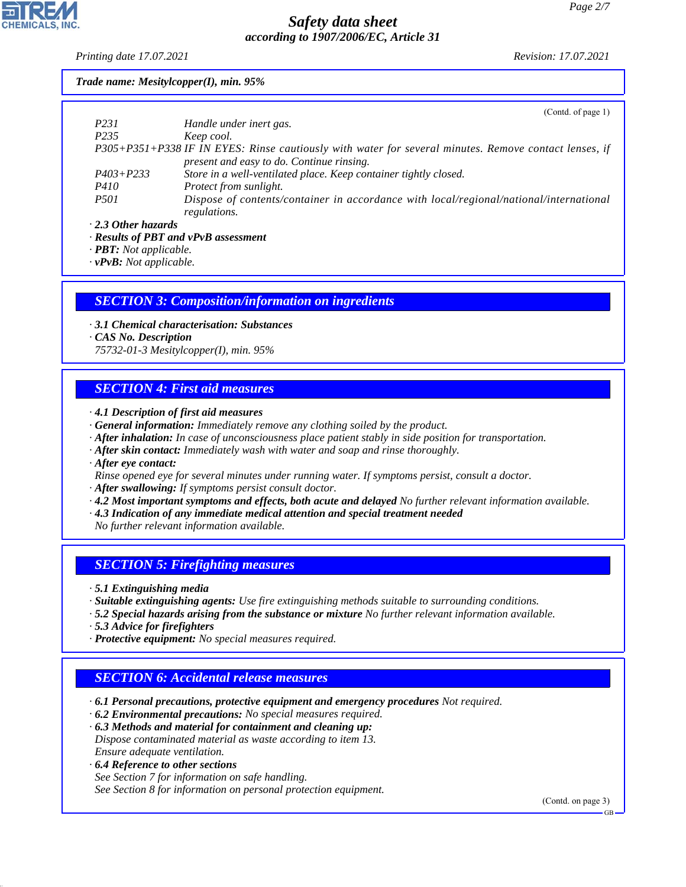**Trade name: Mesitylcopper(I), min. 95%**

(Contd. of page 1)

| | |
|---|---|
| P231 | Handle under inert gas. |
| P235 | Keep cool. |
| P305+P351+P338 | IF IN EYES: Rinse cautiously with water for several minutes. Remove contact lenses, if present and easy to do. Continue rinsing. |
| P403+P233 | Store in a well-ventilated place. Keep container tightly closed. |
| P410 | Protect from sunlight. |
| P501 | Dispose of contents/container in accordance with local/regional/national/international regulations. |

· **2.3 Other hazards**
· **Results of PBT and vPvB assessment**
· **PBT:** Not applicable.
· **vPvB:** Not applicable.

## SECTION 3: Composition/information on ingredients

· **3.1 Chemical characterisation: Substances**
· **CAS No. Description**
75732-01-3 Mesitylcopper(I), min. 95%

## SECTION 4: First aid measures

· **4.1 Description of first aid measures**
· **General information:** Immediately remove any clothing soiled by the product.
· **After inhalation:** In case of unconsciousness place patient stably in side position for transportation.
· **After skin contact:** Immediately wash with water and soap and rinse thoroughly.
· **After eye contact:**
Rinse opened eye for several minutes under running water. If symptoms persist, consult a doctor.
· **After swallowing:** If symptoms persist consult doctor.
· **4.2 Most important symptoms and effects, both acute and delayed** No further relevant information available.
· **4.3 Indication of any immediate medical attention and special treatment needed**
No further relevant information available.

## SECTION 5: Firefighting measures

· **5.1 Extinguishing media**
· **Suitable extinguishing agents:** Use fire extinguishing methods suitable to surrounding conditions.
· **5.2 Special hazards arising from the substance or mixture** No further relevant information available.
· **5.3 Advice for firefighters**
· **Protective equipment:** No special measures required.

## SECTION 6: Accidental release measures

· **6.1 Personal precautions, protective equipment and emergency procedures** Not required.
· **6.2 Environmental precautions:** No special measures required.
· **6.3 Methods and material for containment and cleaning up:**
Dispose contaminated material as waste according to item 13.
Ensure adequate ventilation.
· **6.4 Reference to other sections**
See Section 7 for information on safe handling.
See Section 8 for information on personal protection equipment.

(Contd. on page 3)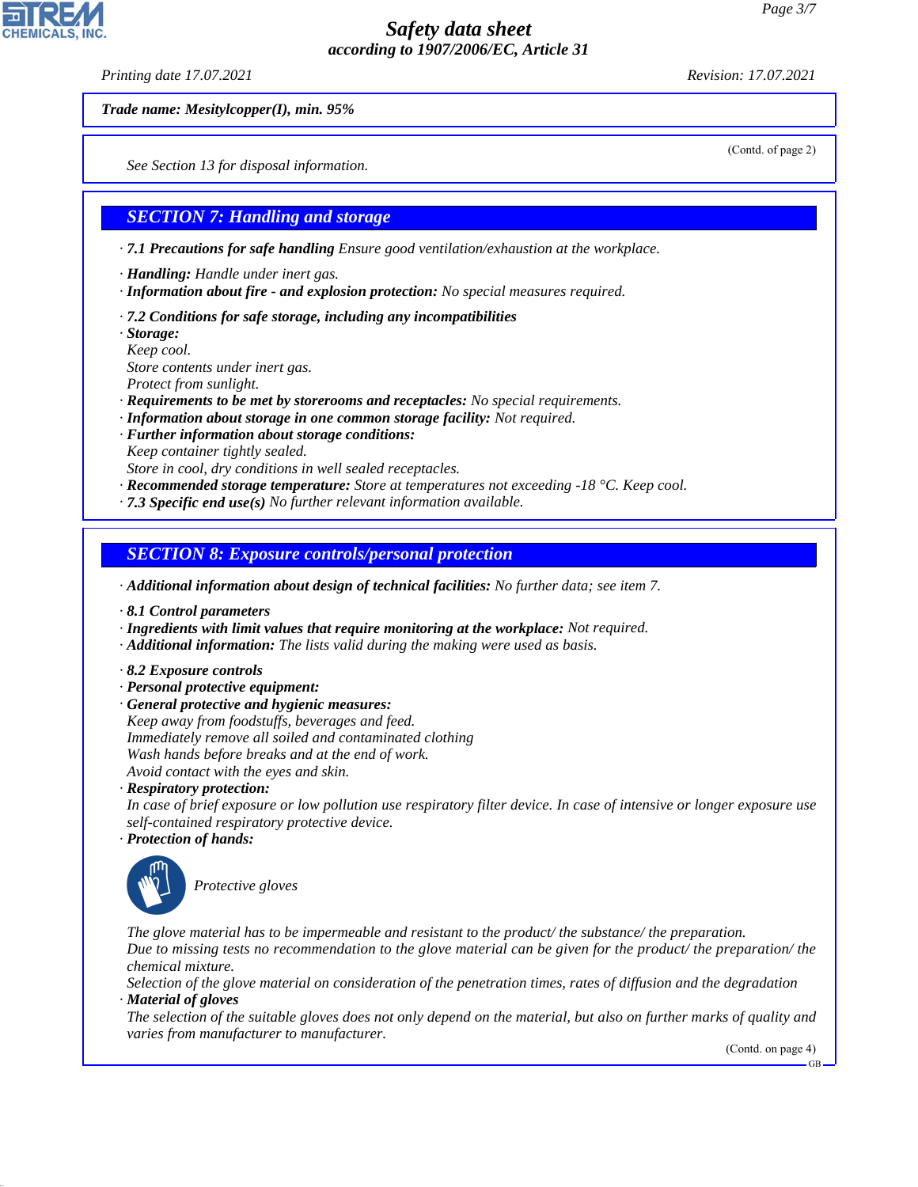**Trade name: Mesitylcopper(I), min. 95%**

(Contd. of page 2)

See Section 13 for disposal information.

## SECTION 7: Handling and storage

· **7.1 Precautions for safe handling** Ensure good ventilation/exhaustion at the workplace.

· **Handling:** Handle under inert gas.
· **Information about fire - and explosion protection:** No special measures required.

· **7.2 Conditions for safe storage, including any incompatibilities**
· **Storage:**
Keep cool.
Store contents under inert gas.
Protect from sunlight.
· **Requirements to be met by storerooms and receptacles:** No special requirements.
· **Information about storage in one common storage facility:** Not required.
· **Further information about storage conditions:**
Keep container tightly sealed.
Store in cool, dry conditions in well sealed receptacles.
· **Recommended storage temperature:** Store at temperatures not exceeding -18 °C. Keep cool.
· **7.3 Specific end use(s)** No further relevant information available.

## SECTION 8: Exposure controls/personal protection

· **Additional information about design of technical facilities:** No further data; see item 7.

· **8.1 Control parameters**
· **Ingredients with limit values that require monitoring at the workplace:** Not required.
· **Additional information:** The lists valid during the making were used as basis.

· **8.2 Exposure controls**
· **Personal protective equipment:**
· **General protective and hygienic measures:**
Keep away from foodstuffs, beverages and feed.
Immediately remove all soiled and contaminated clothing
Wash hands before breaks and at the end of work.
Avoid contact with the eyes and skin.
· **Respiratory protection:**
In case of brief exposure or low pollution use respiratory filter device. In case of intensive or longer exposure use self-contained respiratory protective device.
· **Protection of hands:**

Protective gloves

The glove material has to be impermeable and resistant to the product/ the substance/ the preparation.
Due to missing tests no recommendation to the glove material can be given for the product/ the preparation/ the chemical mixture.
Selection of the glove material on consideration of the penetration times, rates of diffusion and the degradation
· **Material of gloves**
The selection of the suitable gloves does not only depend on the material, but also on further marks of quality and varies from manufacturer to manufacturer.

(Contd. on page 4)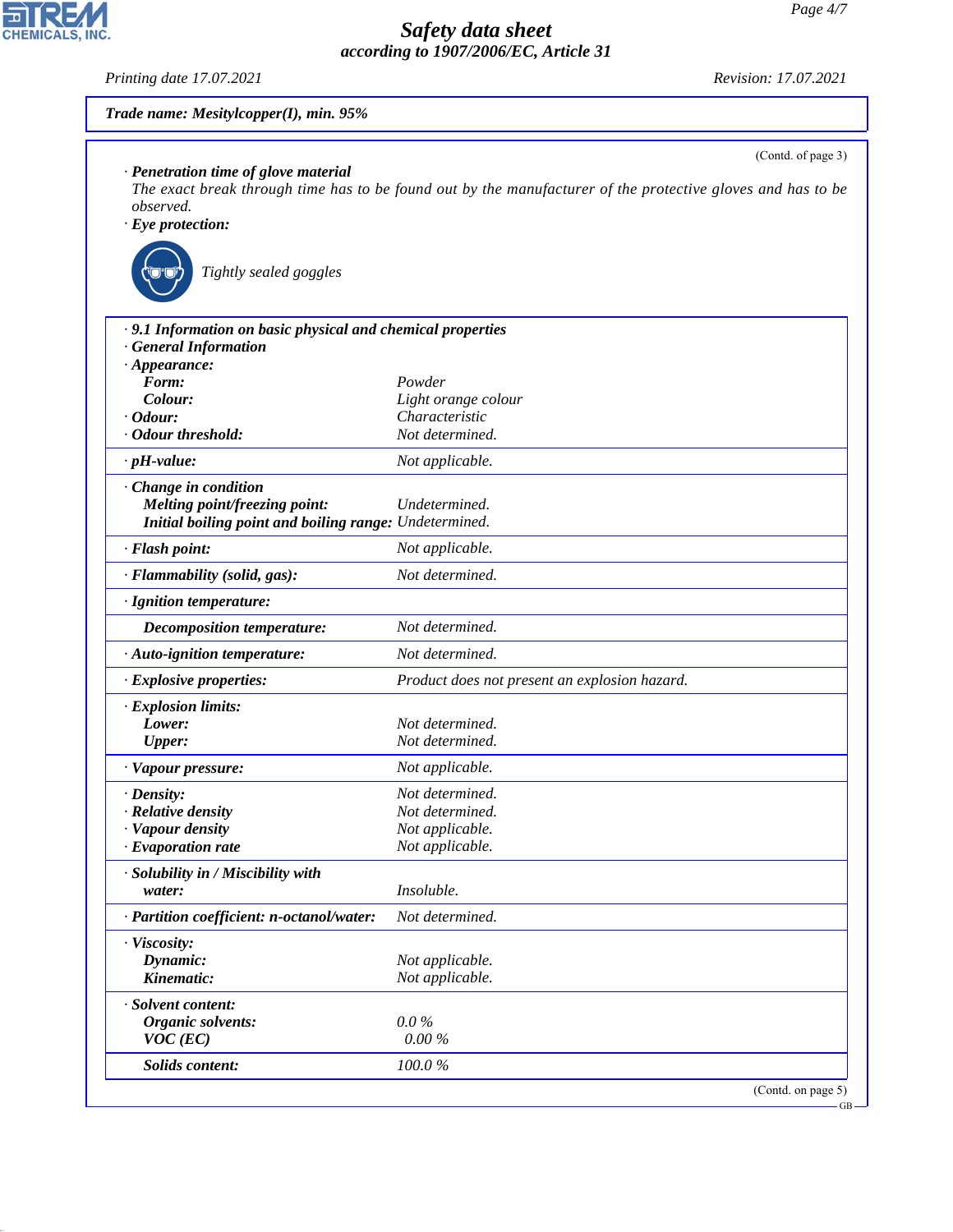**Trade name: Mesitylcopper(I), min. 95%**

(Contd. of page 3)

· **Penetration time of glove material**
The exact break through time has to be found out by the manufacturer of the protective gloves and has to be observed.

· **Eye protection:**

Tightly sealed goggles

| | |
|---|---|
| · **9.1 Information on basic physical and chemical properties** | |
| · **General Information** | |
| · **Appearance:** | |
| **Form:** | Powder |
| **Colour:** | Light orange colour |
| · **Odour:** | Characteristic |
| · **Odour threshold:** | Not determined. |
| · **pH-value:** | Not applicable. |
| · **Change in condition** | |
| **Melting point/freezing point:** | Undetermined. |
| **Initial boiling point and boiling range:** | Undetermined. |
| · **Flash point:** | Not applicable. |
| · **Flammability (solid, gas):** | Not determined. |
| · **Ignition temperature:** | |
| **Decomposition temperature:** | Not determined. |
| · **Auto-ignition temperature:** | Not determined. |
| · **Explosive properties:** | Product does not present an explosion hazard. |
| · **Explosion limits:** | |
| **Lower:** | Not determined. |
| **Upper:** | Not determined. |
| · **Vapour pressure:** | Not applicable. |
| · **Density:** | Not determined. |
| · **Relative density** | Not determined. |
| · **Vapour density** | Not applicable. |
| · **Evaporation rate** | Not applicable. |
| · **Solubility in / Miscibility with** | |
| **water:** | Insoluble. |
| · **Partition coefficient: n-octanol/water:** | Not determined. |
| · **Viscosity:** | |
| **Dynamic:** | Not applicable. |
| **Kinematic:** | Not applicable. |
| · **Solvent content:** | |
| **Organic solvents:** | 0.0 % |
| **VOC (EC)** | 0.00 % |
| **Solids content:** | 100.0 % |

(Contd. on page 5)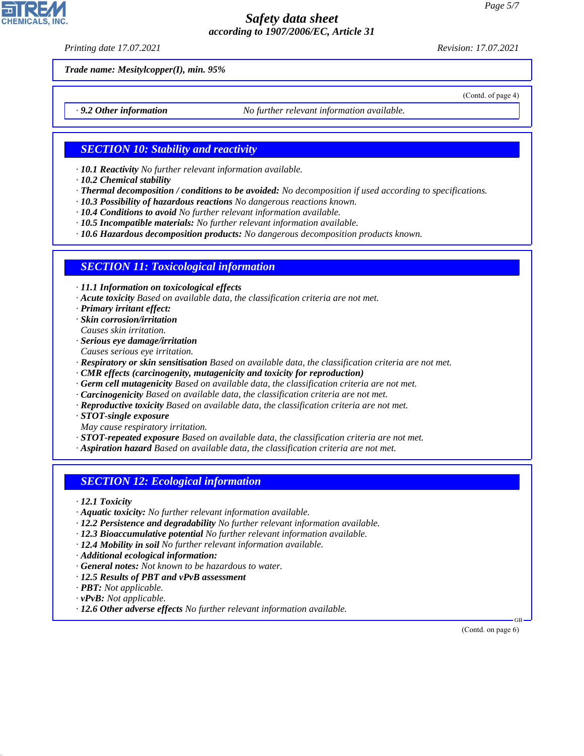**Trade name: Mesitylcopper(I), min. 95%**

(Contd. of page 4)

· **9.2 Other information** No further relevant information available.

## SECTION 10: Stability and reactivity

· **10.1 Reactivity** No further relevant information available.
· **10.2 Chemical stability**
· **Thermal decomposition / conditions to be avoided:** No decomposition if used according to specifications.
· **10.3 Possibility of hazardous reactions** No dangerous reactions known.
· **10.4 Conditions to avoid** No further relevant information available.
· **10.5 Incompatible materials:** No further relevant information available.
· **10.6 Hazardous decomposition products:** No dangerous decomposition products known.

## SECTION 11: Toxicological information

· **11.1 Information on toxicological effects**
· **Acute toxicity** Based on available data, the classification criteria are not met.
· **Primary irritant effect:**
· **Skin corrosion/irritation**
Causes skin irritation.
· **Serious eye damage/irritation**
Causes serious eye irritation.
· **Respiratory or skin sensitisation** Based on available data, the classification criteria are not met.
· **CMR effects (carcinogenity, mutagenicity and toxicity for reproduction)**
· **Germ cell mutagenicity** Based on available data, the classification criteria are not met.
· **Carcinogenicity** Based on available data, the classification criteria are not met.
· **Reproductive toxicity** Based on available data, the classification criteria are not met.
· **STOT-single exposure**
May cause respiratory irritation.
· **STOT-repeated exposure** Based on available data, the classification criteria are not met.
· **Aspiration hazard** Based on available data, the classification criteria are not met.

## SECTION 12: Ecological information

· **12.1 Toxicity**
· **Aquatic toxicity:** No further relevant information available.
· **12.2 Persistence and degradability** No further relevant information available.
· **12.3 Bioaccumulative potential** No further relevant information available.
· **12.4 Mobility in soil** No further relevant information available.
· **Additional ecological information:**
· **General notes:** Not known to be hazardous to water.
· **12.5 Results of PBT and vPvB assessment**
· **PBT:** Not applicable.
· **vPvB:** Not applicable.
· **12.6 Other adverse effects** No further relevant information available.

(Contd. on page 6)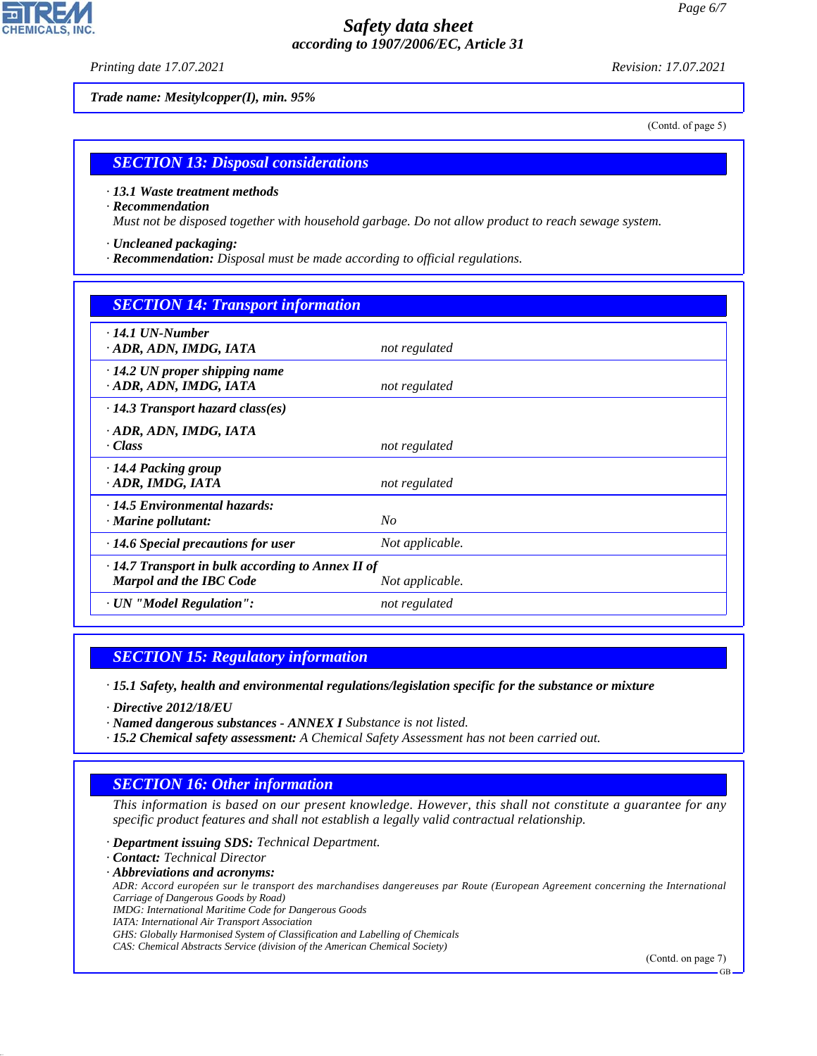*Trade name: Mesitylcopper(I), min. 95%*

(Contd. of page 5)

## SECTION 13: Disposal considerations

· **13.1 Waste treatment methods**
· **Recommendation**
Must not be disposed together with household garbage. Do not allow product to reach sewage system.

· **Uncleaned packaging:**
· **Recommendation:** Disposal must be made according to official regulations.

## SECTION 14: Transport information

| | |
|---|---|
| · **14.1 UN-Number**<br>· **ADR, ADN, IMDG, IATA** | not regulated |
| · **14.2 UN proper shipping name**<br>· **ADR, ADN, IMDG, IATA** | not regulated |
| · **14.3 Transport hazard class(es)**<br>· **ADR, ADN, IMDG, IATA**<br>· **Class** | not regulated |
| · **14.4 Packing group**<br>· **ADR, IMDG, IATA** | not regulated |
| · **14.5 Environmental hazards:**<br>· **Marine pollutant:** | No |
| · **14.6 Special precautions for user** | Not applicable. |
| · **14.7 Transport in bulk according to Annex II of Marpol and the IBC Code** | Not applicable. |
| · **UN "Model Regulation":** | not regulated |

## SECTION 15: Regulatory information

· **15.1 Safety, health and environmental regulations/legislation specific for the substance or mixture**

· **Directive 2012/18/EU**
· **Named dangerous substances - ANNEX I** Substance is not listed.
· **15.2 Chemical safety assessment:** A Chemical Safety Assessment has not been carried out.

## SECTION 16: Other information

This information is based on our present knowledge. However, this shall not constitute a guarantee for any specific product features and shall not establish a legally valid contractual relationship.

· **Department issuing SDS:** Technical Department.
· **Contact:** Technical Director
· **Abbreviations and acronyms:**
ADR: Accord européen sur le transport des marchandises dangereuses par Route (European Agreement concerning the International Carriage of Dangerous Goods by Road)
IMDG: International Maritime Code for Dangerous Goods
IATA: International Air Transport Association
GHS: Globally Harmonised System of Classification and Labelling of Chemicals
CAS: Chemical Abstracts Service (division of the American Chemical Society)

(Contd. on page 7)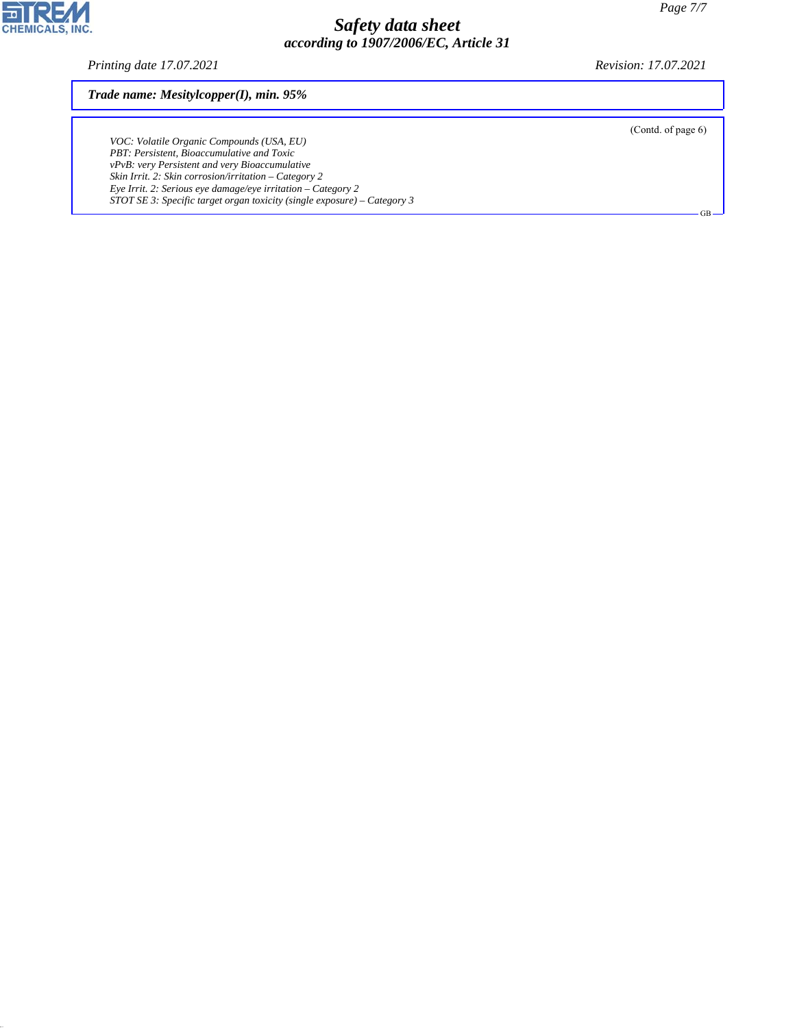**Trade name: Mesitylcopper(I), min. 95%**

(Contd. of page 6)

*VOC: Volatile Organic Compounds (USA, EU)*
*PBT: Persistent, Bioaccumulative and Toxic*
*vPvB: very Persistent and very Bioaccumulative*
*Skin Irrit. 2: Skin corrosion/irritation – Category 2*
*Eye Irrit. 2: Serious eye damage/eye irritation – Category 2*
*STOT SE 3: Specific target organ toxicity (single exposure) – Category 3*